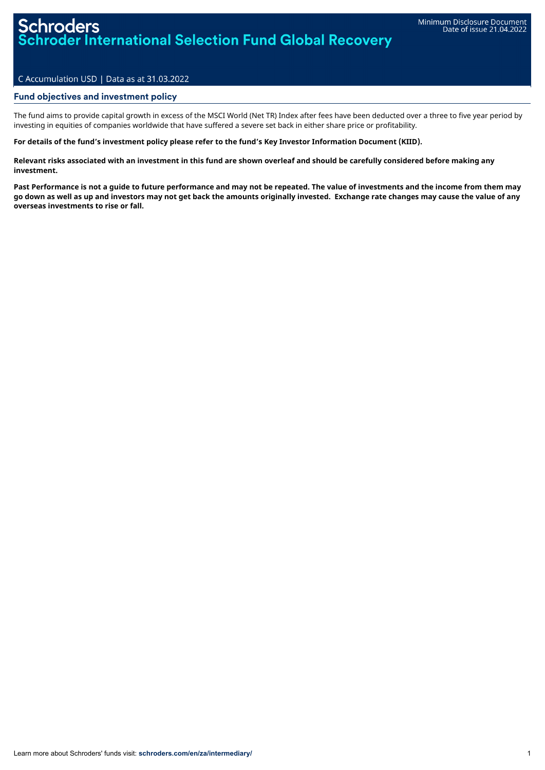# Schroders
# Schroder International Selection Fund Global Recovery

Minimum Disclosure Document
Date of issue 21.04.2022

C Accumulation USD | Data as at 31.03.2022

## Fund objectives and investment policy

The fund aims to provide capital growth in excess of the MSCI World (Net TR) Index after fees have been deducted over a three to five year period by investing in equities of companies worldwide that have suffered a severe set back in either share price or profitability.

**For details of the fund's investment policy please refer to the fund's Key Investor Information Document (KIID).**

**Relevant risks associated with an investment in this fund are shown overleaf and should be carefully considered before making any investment.**

**Past Performance is not a guide to future performance and may not be repeated. The value of investments and the income from them may go down as well as up and investors may not get back the amounts originally invested. Exchange rate changes may cause the value of any overseas investments to rise or fall.**

Learn more about Schroders' funds visit: **schroders.com/en/za/intermediary/**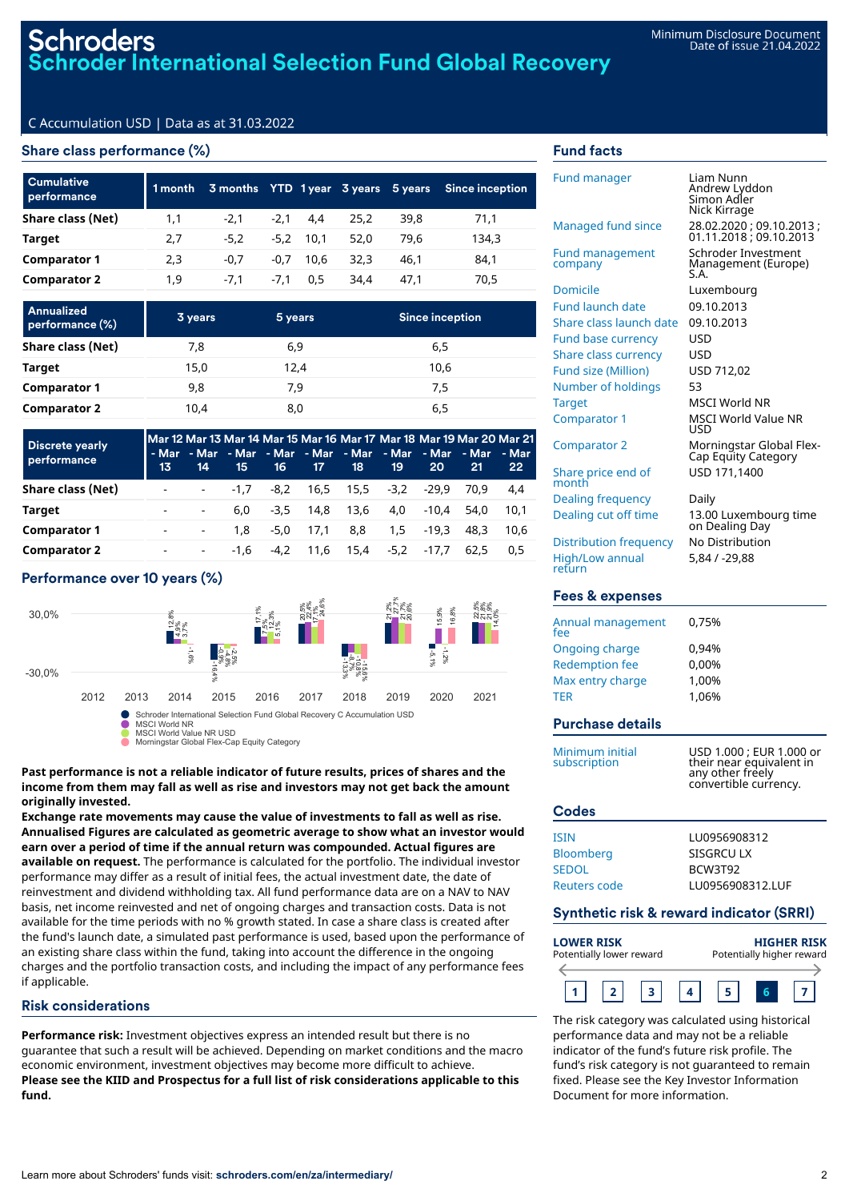# Schroders
# Schroder International Selection Fund Global Recovery

Minimum Disclosure Document
Date of issue 21.04.2022

C Accumulation USD | Data as at 31.03.2022

## Share class performance (%)

| Cumulative performance | 1 month | 3 months | YTD | 1 year | 3 years | 5 years | Since inception |
|---|---|---|---|---|---|---|---|
| Share class (Net) | 1,1 | -2,1 | -2,1 | 4,4 | 25,2 | 39,8 | 71,1 |
| Target | 2,7 | -5,2 | -5,2 | 10,1 | 52,0 | 79,6 | 134,3 |
| Comparator 1 | 2,3 | -0,7 | -0,7 | 10,6 | 32,3 | 46,1 | 84,1 |
| Comparator 2 | 1,9 | -7,1 | -7,1 | 0,5 | 34,4 | 47,1 | 70,5 |

| Annualized performance (%) | 3 years | 5 years | Since inception |
|---|---|---|---|
| Share class (Net) | 7,8 | 6,9 | 6,5 |
| Target | 15,0 | 12,4 | 10,6 |
| Comparator 1 | 9,8 | 7,9 | 7,5 |
| Comparator 2 | 10,4 | 8,0 | 6,5 |

| Discrete yearly performance | Mar 12 - Mar 13 | Mar 13 - Mar 14 | Mar 14 - Mar 15 | Mar 15 - Mar 16 | Mar 16 - Mar 17 | Mar 17 - Mar 18 | Mar 18 - Mar 19 | Mar 19 - Mar 20 | Mar 20 - Mar 21 | Mar 21 - Mar 22 |
|---|---|---|---|---|---|---|---|---|---|---|
| Share class (Net) | - | - | -1,7 | -8,2 | 16,5 | 15,5 | -3,2 | -29,9 | 70,9 | 4,4 |
| Target | - | - | 6,0 | -3,5 | 14,8 | 13,6 | 4,0 | -10,4 | 54,0 | 10,1 |
| Comparator 1 | - | - | 1,8 | -5,0 | 17,1 | 8,8 | 1,5 | -19,3 | 48,3 | 10,6 |
| Comparator 2 | - | - | -1,6 | -4,2 | 11,6 | 15,4 | -5,2 | -17,7 | 62,5 | 0,5 |

## Performance over 10 years (%)

| Year | Schroder International Selection Fund Global Recovery C Accumulation USD | MSCI World NR | MSCI World Value NR USD | Morningstar Global Flex-Cap Equity Category |
|---|---|---|---|---|
| 2014 | 12,8% | 4,9% | 3,7% | -1,6% |
| 2015 | -16,4% | -0,9% | -4,8% | -2,5% |
| 2016 | 17,1% | 7,5% | 12,3% | 5,1% |
| 2017 | 20,5% | 22,4% | 17,1% | 24,6% |
| 2018 | -13,3% | -8,7% | -10,8% | -15,6% |
| 2019 | 21,2% | 27,7% | 21,7% | 20,6% |
| 2020 | -5,1% | 15,9% | -1,2% | 16,8% |
| 2021 | 22,5% | 21,8% | 21,9% | 14,0% |

**Past performance is not a reliable indicator of future results, prices of shares and the income from them may fall as well as rise and investors may not get back the amount originally invested.**

**Exchange rate movements may cause the value of investments to fall as well as rise. Annualised Figures are calculated as geometric average to show what an investor would earn over a period of time if the annual return was compounded. Actual figures are available on request.** The performance is calculated for the portfolio. The individual investor performance may differ as a result of initial fees, the actual investment date, the date of reinvestment and dividend withholding tax. All fund performance data are on a NAV to NAV basis, net income reinvested and net of ongoing charges and transaction costs. Data is not available for the time periods with no % growth stated. In case a share class is created after the fund's launch date, a simulated past performance is used, based upon the performance of an existing share class within the fund, taking into account the difference in the ongoing charges and the portfolio transaction costs, and including the impact of any performance fees if applicable.

## Risk considerations

**Performance risk:** Investment objectives express an intended result but there is no guarantee that such a result will be achieved. Depending on market conditions and the macro economic environment, investment objectives may become more difficult to achieve.
**Please see the KIID and Prospectus for a full list of risk considerations applicable to this fund.**

## Fund facts

| | |
|---|---|
| Fund manager | Liam Nunn<br>Andrew Lyddon<br>Simon Adler<br>Nick Kirrage |
| Managed fund since | 28.02.2020 ; 09.10.2013 ; 01.11.2018 ; 09.10.2013 |
| Fund management company | Schroder Investment Management (Europe) S.A. |
| Domicile | Luxembourg |
| Fund launch date | 09.10.2013 |
| Share class launch date | 09.10.2013 |
| Fund base currency | USD |
| Share class currency | USD |
| Fund size (Million) | USD 712,02 |
| Number of holdings | 53 |
| Target | MSCI World NR |
| Comparator 1 | MSCI World Value NR USD |
| Comparator 2 | Morningstar Global Flex-Cap Equity Category |
| Share price end of month | USD 171,1400 |
| Dealing frequency | Daily |
| Dealing cut off time | 13.00 Luxembourg time on Dealing Day |
| Distribution frequency | No Distribution |
| High/Low annual return | 5,84 / -29,88 |

## Fees & expenses

| | |
|---|---|
| Annual management fee | 0,75% |
| Ongoing charge | 0,94% |
| Redemption fee | 0,00% |
| Max entry charge | 1,00% |
| TER | 1,06% |

## Purchase details

| | |
|---|---|
| Minimum initial subscription | USD 1.000 ; EUR 1.000 or their near equivalent in any other freely convertible currency. |

## Codes

| | |
|---|---|
| ISIN | LU0956908312 |
| Bloomberg | SISGRCU LX |
| SEDOL | BCW3T92 |
| Reuters code | LU0956908312.LUF |

## Synthetic risk & reward indicator (SRRI)

**LOWER RISK** Potentially lower reward — **HIGHER RISK** Potentially higher reward

1 | 2 | 3 | 4 | 5 | **6** | 7

The risk category was calculated using historical performance data and may not be a reliable indicator of the fund's future risk profile. The fund's risk category is not guaranteed to remain fixed. Please see the Key Investor Information Document for more information.

Learn more about Schroders' funds visit: **schroders.com/en/za/intermediary/**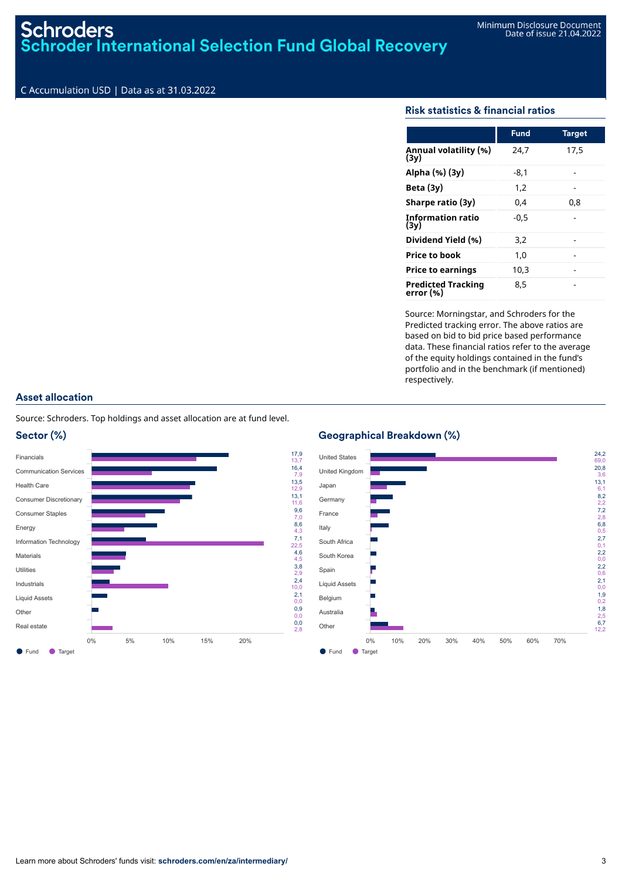# Schroders
## Schroder International Selection Fund Global Recovery

Minimum Disclosure Document
Date of issue 21.04.2022

C Accumulation USD | Data as at 31.03.2022

### Risk statistics & financial ratios

| | Fund | Target |
|---|---|---|
| **Annual volatility (%) (3y)** | 24,7 | 17,5 |
| **Alpha (%) (3y)** | -8,1 | - |
| **Beta (3y)** | 1,2 | - |
| **Sharpe ratio (3y)** | 0,4 | 0,8 |
| **Information ratio (3y)** | -0,5 | - |
| **Dividend Yield (%)** | 3,2 | - |
| **Price to book** | 1,0 | - |
| **Price to earnings** | 10,3 | - |
| **Predicted Tracking error (%)** | 8,5 | - |

Source: Morningstar, and Schroders for the Predicted tracking error. The above ratios are based on bid to bid price based performance data. These financial ratios refer to the average of the equity holdings contained in the fund's portfolio and in the benchmark (if mentioned) respectively.

### Asset allocation

Source: Schroders. Top holdings and asset allocation are at fund level.

#### Sector (%)

| Sector | Fund | Target |
|---|---|---|
| Financials | 17,9 | 13,7 |
| Communication Services | 16,4 | 7,9 |
| Health Care | 13,5 | 12,9 |
| Consumer Discretionary | 13,1 | 11,6 |
| Consumer Staples | 9,6 | 7,0 |
| Energy | 8,6 | 4,3 |
| Information Technology | 7,1 | 22,5 |
| Materials | 4,6 | 4,5 |
| Utilities | 3,8 | 2,9 |
| Industrials | 2,4 | 10,0 |
| Liquid Assets | 2,1 | 0,0 |
| Other | 0,9 | 0,0 |
| Real estate | 0,0 | 2,8 |

#### Geographical Breakdown (%)

| Country | Fund | Target |
|---|---|---|
| United States | 24,2 | 69,0 |
| United Kingdom | 20,8 | 3,6 |
| Japan | 13,1 | 6,1 |
| Germany | 8,2 | 2,2 |
| France | 7,2 | 2,8 |
| Italy | 6,8 | 0,5 |
| South Africa | 2,7 | 0,1 |
| South Korea | 2,2 | 0,0 |
| Spain | 2,2 | 0,6 |
| Liquid Assets | 2,1 | 0,0 |
| Belgium | 1,9 | 0,2 |
| Australia | 1,8 | 2,5 |
| Other | 6,7 | 12,2 |

Learn more about Schroders' funds visit: **schroders.com/en/za/intermediary/**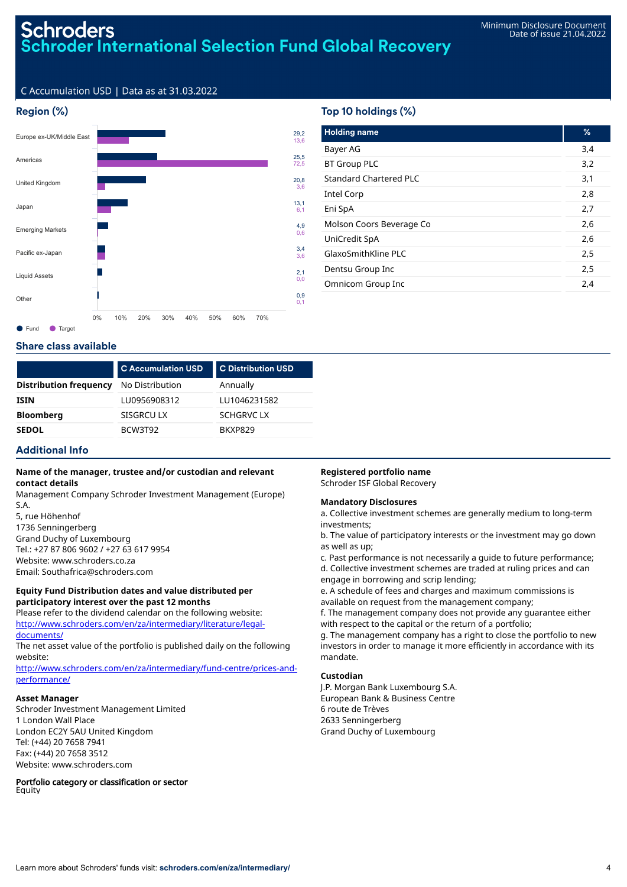# Schroders
## Schroder International Selection Fund Global Recovery

Minimum Disclosure Document
Date of issue 21.04.2022

C Accumulation USD | Data as at 31.03.2022

## Region (%)

| Region | Fund | Target |
|---|---|---|
| Europe ex-UK/Middle East | 29,2 | 13,6 |
| Americas | 25,5 | 72,5 |
| United Kingdom | 20,8 | 3,6 |
| Japan | 13,1 | 6,1 |
| Emerging Markets | 4,9 | 0,6 |
| Pacific ex-Japan | 3,4 | 3,6 |
| Liquid Assets | 2,1 | 0,0 |
| Other | 0,9 | 0,1 |

## Top 10 holdings (%)

| Holding name | % |
|---|---|
| Bayer AG | 3,4 |
| BT Group PLC | 3,2 |
| Standard Chartered PLC | 3,1 |
| Intel Corp | 2,8 |
| Eni SpA | 2,7 |
| Molson Coors Beverage Co | 2,6 |
| UniCredit SpA | 2,6 |
| GlaxoSmithKline PLC | 2,5 |
| Dentsu Group Inc | 2,5 |
| Omnicom Group Inc | 2,4 |

## Share class available

| | C Accumulation USD | C Distribution USD |
|---|---|---|
| **Distribution frequency** | No Distribution | Annually |
| **ISIN** | LU0956908312 | LU1046231582 |
| **Bloomberg** | SISGRCU LX | SCHGRVC LX |
| **SEDOL** | BCW3T92 | BKXP829 |

## Additional Info

**Name of the manager, trustee and/or custodian and relevant contact details**
Management Company Schroder Investment Management (Europe) S.A.
5, rue Höhenhof
1736 Senningerberg
Grand Duchy of Luxembourg
Tel.: +27 87 806 9602 / +27 63 617 9954
Website: www.schroders.co.za
Email: Southafrica@schroders.com

**Equity Fund Distribution dates and value distributed per participatory interest over the past 12 months**
Please refer to the dividend calendar on the following website:
http://www.schroders.com/en/za/intermediary/literature/legal-documents/
The net asset value of the portfolio is published daily on the following website:
http://www.schroders.com/en/za/intermediary/fund-centre/prices-and-performance/

**Asset Manager**
Schroder Investment Management Limited
1 London Wall Place
London EC2Y 5AU United Kingdom
Tel: (+44) 20 7658 7941
Fax: (+44) 20 7658 3512
Website: www.schroders.com

**Portfolio category or classification or sector**
Equity

**Registered portfolio name**
Schroder ISF Global Recovery

**Mandatory Disclosures**
a. Collective investment schemes are generally medium to long-term investments;
b. The value of participatory interests or the investment may go down as well as up;
c. Past performance is not necessarily a guide to future performance;
d. Collective investment schemes are traded at ruling prices and can engage in borrowing and scrip lending;
e. A schedule of fees and charges and maximum commissions is available on request from the management company;
f. The management company does not provide any guarantee either with respect to the capital or the return of a portfolio;
g. The management company has a right to close the portfolio to new investors in order to manage it more efficiently in accordance with its mandate.

**Custodian**
J.P. Morgan Bank Luxembourg S.A.
European Bank & Business Centre
6 route de Trèves
2633 Senningerberg
Grand Duchy of Luxembourg

Learn more about Schroders' funds visit: **schroders.com/en/za/intermediary/**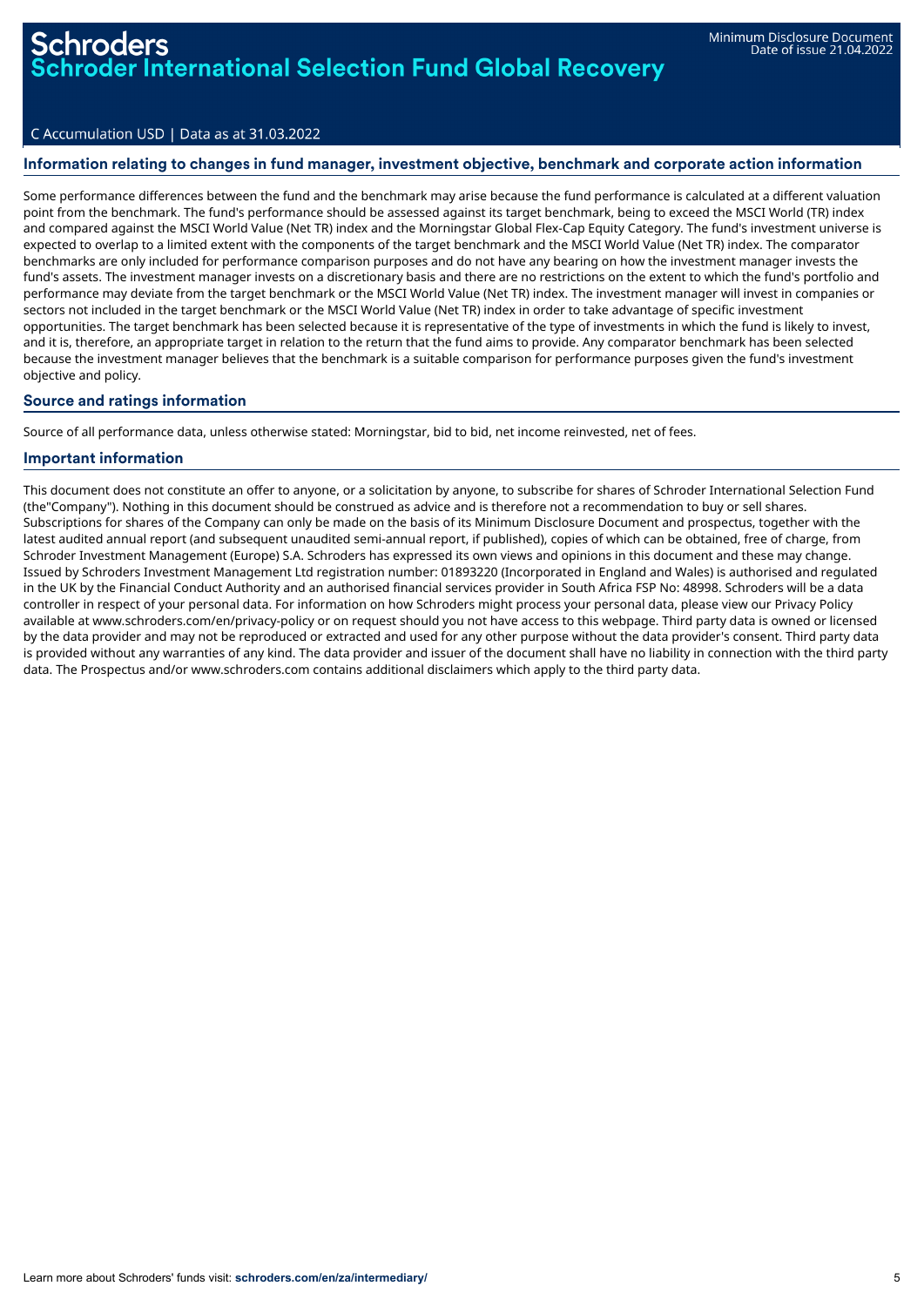## Information relating to changes in fund manager, investment objective, benchmark and corporate action information

Some performance differences between the fund and the benchmark may arise because the fund performance is calculated at a different valuation point from the benchmark. The fund's performance should be assessed against its target benchmark, being to exceed the MSCI World (TR) index and compared against the MSCI World Value (Net TR) index and the Morningstar Global Flex-Cap Equity Category. The fund's investment universe is expected to overlap to a limited extent with the components of the target benchmark and the MSCI World Value (Net TR) index. The comparator benchmarks are only included for performance comparison purposes and do not have any bearing on how the investment manager invests the fund's assets. The investment manager invests on a discretionary basis and there are no restrictions on the extent to which the fund's portfolio and performance may deviate from the target benchmark or the MSCI World Value (Net TR) index. The investment manager will invest in companies or sectors not included in the target benchmark or the MSCI World Value (Net TR) index in order to take advantage of specific investment opportunities. The target benchmark has been selected because it is representative of the type of investments in which the fund is likely to invest, and it is, therefore, an appropriate target in relation to the return that the fund aims to provide. Any comparator benchmark has been selected because the investment manager believes that the benchmark is a suitable comparison for performance purposes given the fund's investment objective and policy.

## Source and ratings information

Source of all performance data, unless otherwise stated: Morningstar, bid to bid, net income reinvested, net of fees.

## Important information

This document does not constitute an offer to anyone, or a solicitation by anyone, to subscribe for shares of Schroder International Selection Fund (the"Company"). Nothing in this document should be construed as advice and is therefore not a recommendation to buy or sell shares. Subscriptions for shares of the Company can only be made on the basis of its Minimum Disclosure Document and prospectus, together with the latest audited annual report (and subsequent unaudited semi-annual report, if published), copies of which can be obtained, free of charge, from Schroder Investment Management (Europe) S.A. Schroders has expressed its own views and opinions in this document and these may change. Issued by Schroders Investment Management Ltd registration number: 01893220 (Incorporated in England and Wales) is authorised and regulated in the UK by the Financial Conduct Authority and an authorised financial services provider in South Africa FSP No: 48998. Schroders will be a data controller in respect of your personal data. For information on how Schroders might process your personal data, please view our Privacy Policy available at www.schroders.com/en/privacy-policy or on request should you not have access to this webpage. Third party data is owned or licensed by the data provider and may not be reproduced or extracted and used for any other purpose without the data provider's consent. Third party data is provided without any warranties of any kind. The data provider and issuer of the document shall have no liability in connection with the third party data. The Prospectus and/or www.schroders.com contains additional disclaimers which apply to the third party data.